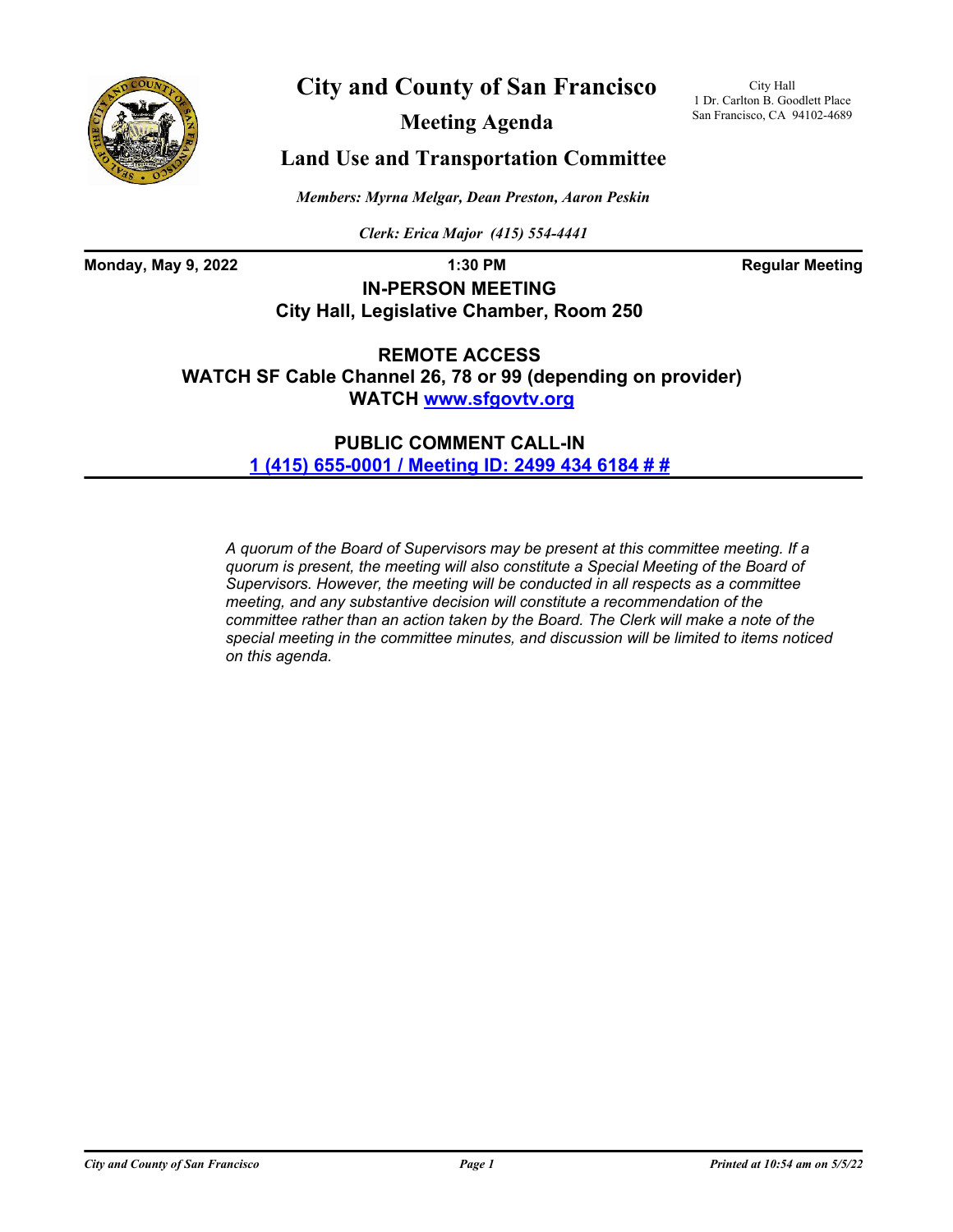# City and County of San Francisco

City Hall
1 Dr. Carlton B. Goodlett Place
San Francisco, CA 94102-4689

## Meeting Agenda

## Land Use and Transportation Committee

*Members: Myrna Melgar, Dean Preston, Aaron Peskin*

*Clerk: Erica Major (415) 554-4441*

**Monday, May 9, 2022** **1:30 PM** **Regular Meeting**

**IN-PERSON MEETING**
**City Hall, Legislative Chamber, Room 250**

**REMOTE ACCESS**
**WATCH SF Cable Channel 26, 78 or 99 (depending on provider)**
**WATCH [www.sfgovtv.org](www.sfgovtv.org)**

**PUBLIC COMMENT CALL-IN**
**1 (415) 655-0001 / Meeting ID: 2499 434 6184 # #**

*A quorum of the Board of Supervisors may be present at this committee meeting. If a quorum is present, the meeting will also constitute a Special Meeting of the Board of Supervisors. However, the meeting will be conducted in all respects as a committee meeting, and any substantive decision will constitute a recommendation of the committee rather than an action taken by the Board. The Clerk will make a note of the special meeting in the committee minutes, and discussion will be limited to items noticed on this agenda.*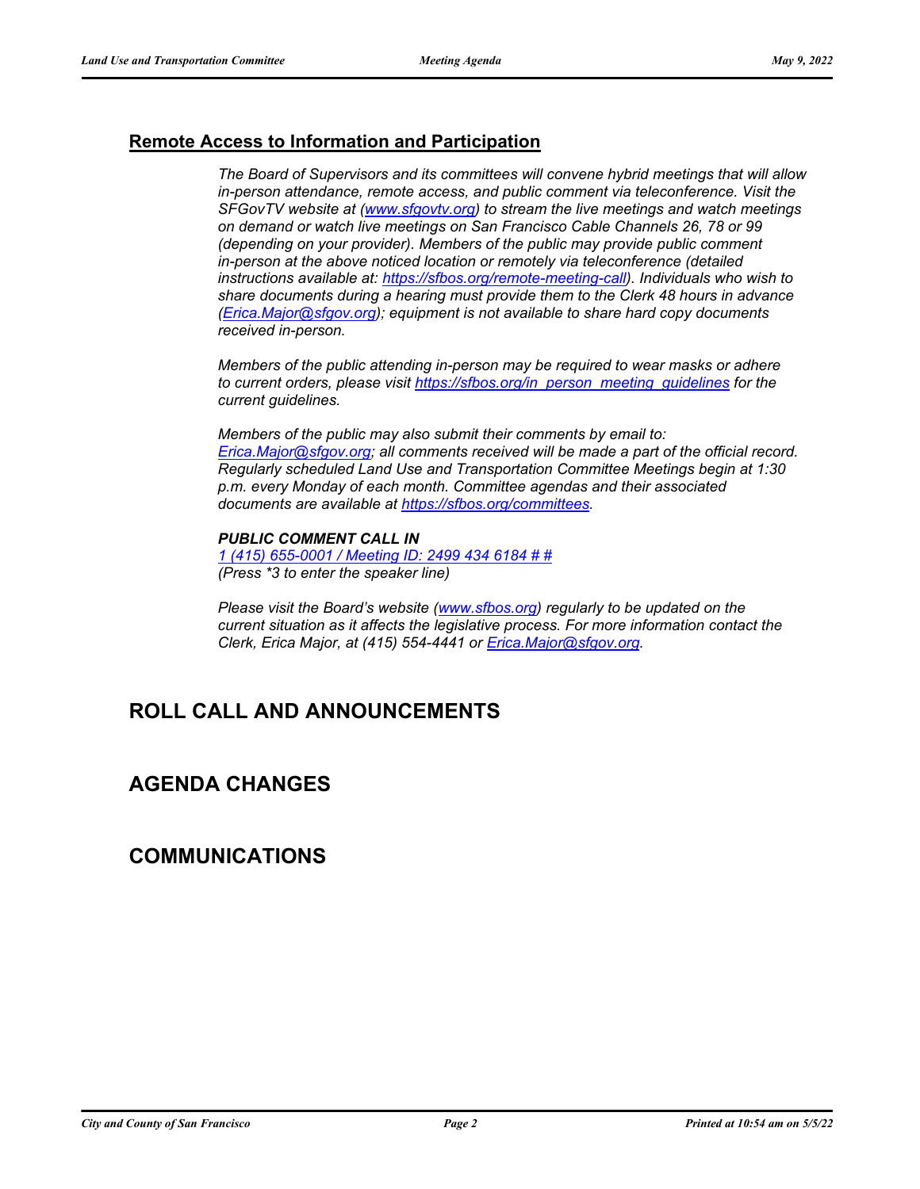## Remote Access to Information and Participation

*The Board of Supervisors and its committees will convene hybrid meetings that will allow in-person attendance, remote access, and public comment via teleconference. Visit the SFGovTV website at ([www.sfgovtv.org](www.sfgovtv.org)) to stream the live meetings and watch meetings on demand or watch live meetings on San Francisco Cable Channels 26, 78 or 99 (depending on your provider). Members of the public may provide public comment in-person at the above noticed location or remotely via teleconference (detailed instructions available at: [https://sfbos.org/remote-meeting-call](https://sfbos.org/remote-meeting-call)). Individuals who wish to share documents during a hearing must provide them to the Clerk 48 hours in advance ([Erica.Major@sfgov.org](mailto:Erica.Major@sfgov.org)); equipment is not available to share hard copy documents received in-person.*

*Members of the public attending in-person may be required to wear masks or adhere to current orders, please visit [https://sfbos.org/in_person_meeting_guidelines](https://sfbos.org/in_person_meeting_guidelines) for the current guidelines.*

*Members of the public may also submit their comments by email to: [Erica.Major@sfgov.org](mailto:Erica.Major@sfgov.org); all comments received will be made a part of the official record. Regularly scheduled Land Use and Transportation Committee Meetings begin at 1:30 p.m. every Monday of each month. Committee agendas and their associated documents are available at [https://sfbos.org/committees](https://sfbos.org/committees).*

***PUBLIC COMMENT CALL IN***
*1 (415) 655-0001 / Meeting ID: 2499 434 6184 # #*
*(Press *3 to enter the speaker line)*

*Please visit the Board's website ([www.sfbos.org](www.sfbos.org)) regularly to be updated on the current situation as it affects the legislative process. For more information contact the Clerk, Erica Major, at (415) 554-4441 or [Erica.Major@sfgov.org](mailto:Erica.Major@sfgov.org).*

# ROLL CALL AND ANNOUNCEMENTS

# AGENDA CHANGES

# COMMUNICATIONS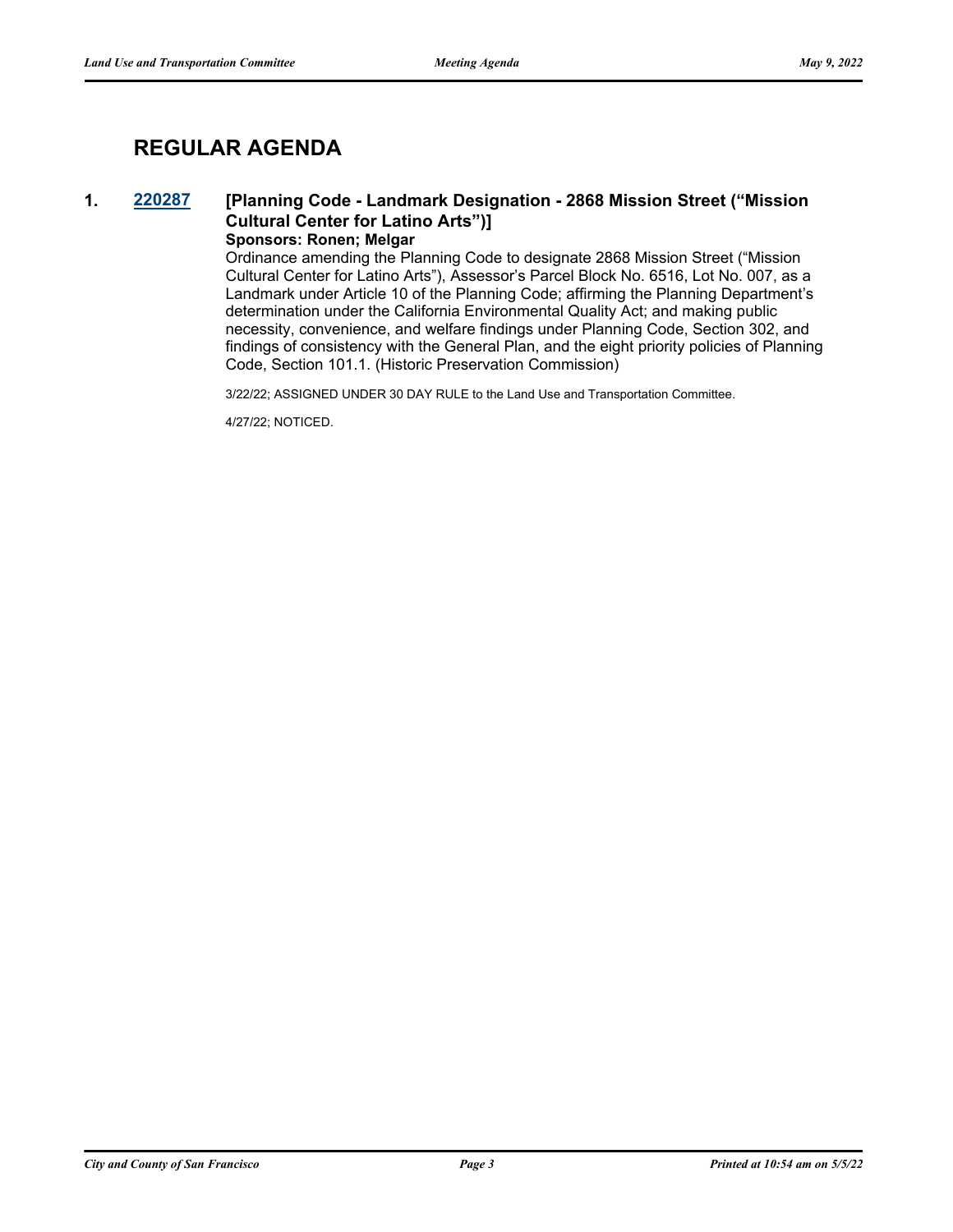## REGULAR AGENDA

**1. 220287 [Planning Code - Landmark Designation - 2868 Mission Street (“Mission Cultural Center for Latino Arts”)]**

**Sponsors: Ronen; Melgar**

Ordinance amending the Planning Code to designate 2868 Mission Street (“Mission Cultural Center for Latino Arts”), Assessor’s Parcel Block No. 6516, Lot No. 007, as a Landmark under Article 10 of the Planning Code; affirming the Planning Department’s determination under the California Environmental Quality Act; and making public necessity, convenience, and welfare findings under Planning Code, Section 302, and findings of consistency with the General Plan, and the eight priority policies of Planning Code, Section 101.1. (Historic Preservation Commission)

3/22/22; ASSIGNED UNDER 30 DAY RULE to the Land Use and Transportation Committee.

4/27/22; NOTICED.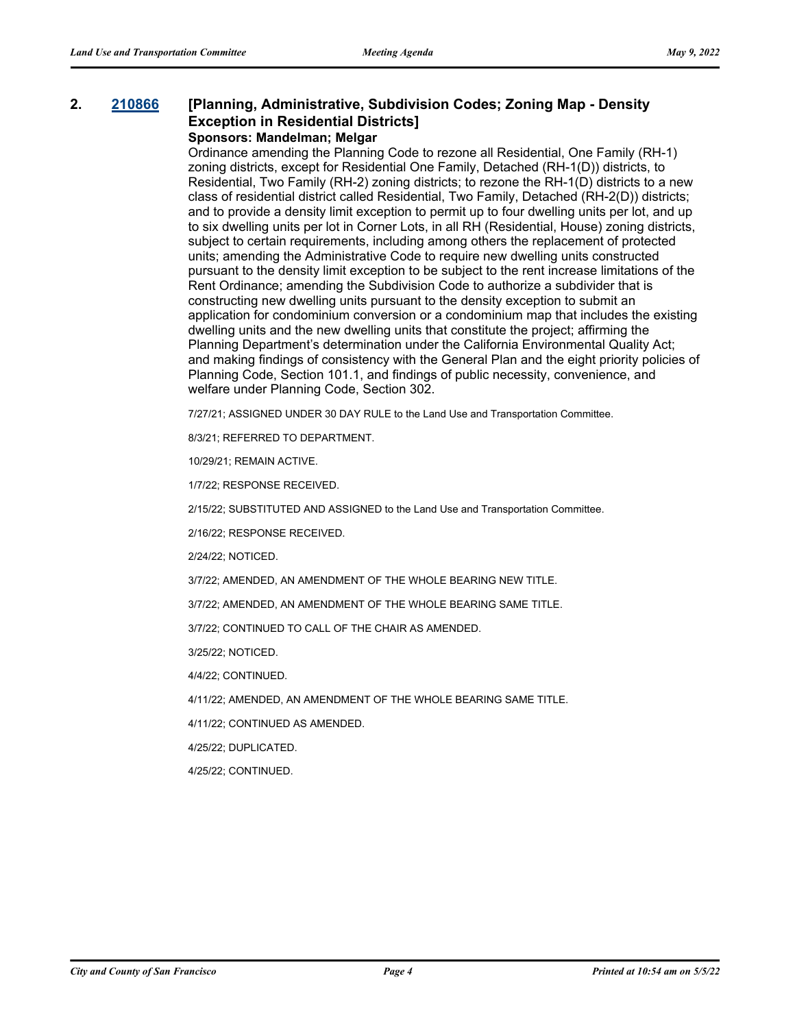## 2. 210866 [Planning, Administrative, Subdivision Codes; Zoning Map - Density Exception in Residential Districts]

**Sponsors: Mandelman; Melgar**

Ordinance amending the Planning Code to rezone all Residential, One Family (RH-1) zoning districts, except for Residential One Family, Detached (RH-1(D)) districts, to Residential, Two Family (RH-2) zoning districts; to rezone the RH-1(D) districts to a new class of residential district called Residential, Two Family, Detached (RH-2(D)) districts; and to provide a density limit exception to permit up to four dwelling units per lot, and up to six dwelling units per lot in Corner Lots, in all RH (Residential, House) zoning districts, subject to certain requirements, including among others the replacement of protected units; amending the Administrative Code to require new dwelling units constructed pursuant to the density limit exception to be subject to the rent increase limitations of the Rent Ordinance; amending the Subdivision Code to authorize a subdivider that is constructing new dwelling units pursuant to the density exception to submit an application for condominium conversion or a condominium map that includes the existing dwelling units and the new dwelling units that constitute the project; affirming the Planning Department's determination under the California Environmental Quality Act; and making findings of consistency with the General Plan and the eight priority policies of Planning Code, Section 101.1, and findings of public necessity, convenience, and welfare under Planning Code, Section 302.

7/27/21; ASSIGNED UNDER 30 DAY RULE to the Land Use and Transportation Committee.

8/3/21; REFERRED TO DEPARTMENT.

10/29/21; REMAIN ACTIVE.

1/7/22; RESPONSE RECEIVED.

2/15/22; SUBSTITUTED AND ASSIGNED to the Land Use and Transportation Committee.

2/16/22; RESPONSE RECEIVED.

2/24/22; NOTICED.

3/7/22; AMENDED, AN AMENDMENT OF THE WHOLE BEARING NEW TITLE.

3/7/22; AMENDED, AN AMENDMENT OF THE WHOLE BEARING SAME TITLE.

3/7/22; CONTINUED TO CALL OF THE CHAIR AS AMENDED.

3/25/22; NOTICED.

4/4/22; CONTINUED.

4/11/22; AMENDED, AN AMENDMENT OF THE WHOLE BEARING SAME TITLE.

4/11/22; CONTINUED AS AMENDED.

4/25/22; DUPLICATED.

4/25/22; CONTINUED.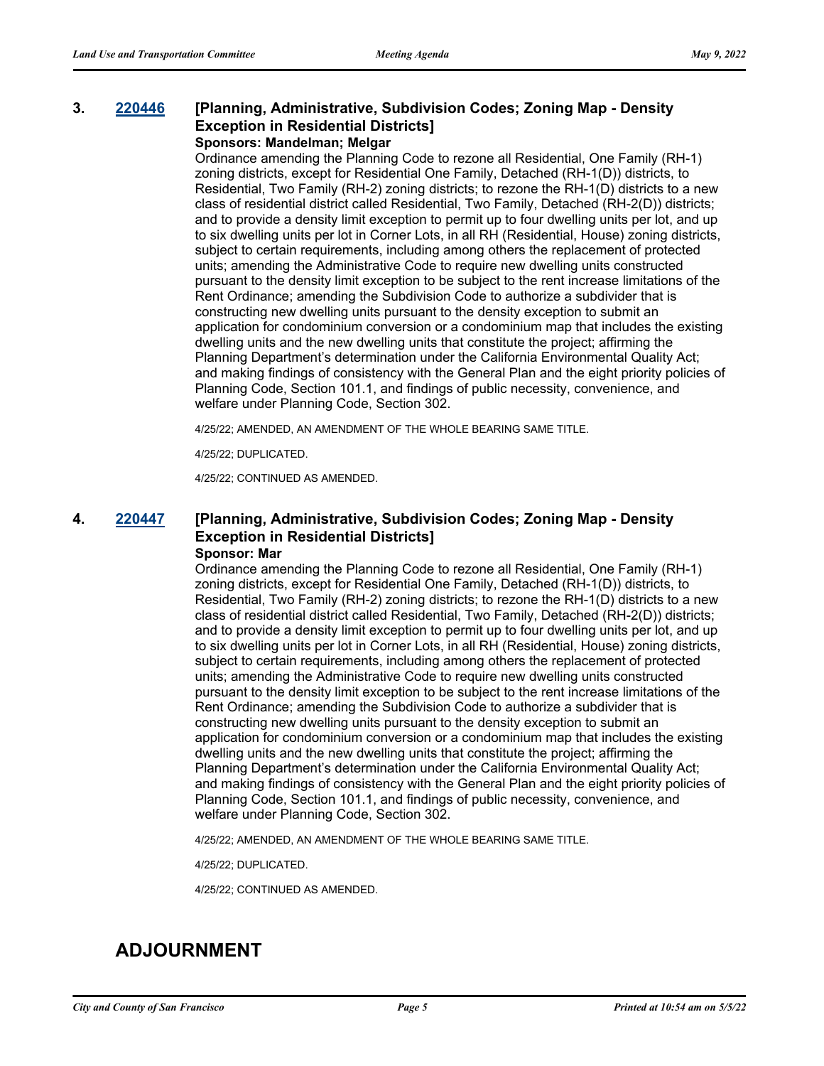**3. 220446 [Planning, Administrative, Subdivision Codes; Zoning Map - Density Exception in Residential Districts]**

**Sponsors: Mandelman; Melgar**

Ordinance amending the Planning Code to rezone all Residential, One Family (RH-1) zoning districts, except for Residential One Family, Detached (RH-1(D)) districts, to Residential, Two Family (RH-2) zoning districts; to rezone the RH-1(D) districts to a new class of residential district called Residential, Two Family, Detached (RH-2(D)) districts; and to provide a density limit exception to permit up to four dwelling units per lot, and up to six dwelling units per lot in Corner Lots, in all RH (Residential, House) zoning districts, subject to certain requirements, including among others the replacement of protected units; amending the Administrative Code to require new dwelling units constructed pursuant to the density limit exception to be subject to the rent increase limitations of the Rent Ordinance; amending the Subdivision Code to authorize a subdivider that is constructing new dwelling units pursuant to the density exception to submit an application for condominium conversion or a condominium map that includes the existing dwelling units and the new dwelling units that constitute the project; affirming the Planning Department's determination under the California Environmental Quality Act; and making findings of consistency with the General Plan and the eight priority policies of Planning Code, Section 101.1, and findings of public necessity, convenience, and welfare under Planning Code, Section 302.

4/25/22; AMENDED, AN AMENDMENT OF THE WHOLE BEARING SAME TITLE.

4/25/22; DUPLICATED.

4/25/22; CONTINUED AS AMENDED.

**4. 220447 [Planning, Administrative, Subdivision Codes; Zoning Map - Density Exception in Residential Districts]**

**Sponsor: Mar**

Ordinance amending the Planning Code to rezone all Residential, One Family (RH-1) zoning districts, except for Residential One Family, Detached (RH-1(D)) districts, to Residential, Two Family (RH-2) zoning districts; to rezone the RH-1(D) districts to a new class of residential district called Residential, Two Family, Detached (RH-2(D)) districts; and to provide a density limit exception to permit up to four dwelling units per lot, and up to six dwelling units per lot in Corner Lots, in all RH (Residential, House) zoning districts, subject to certain requirements, including among others the replacement of protected units; amending the Administrative Code to require new dwelling units constructed pursuant to the density limit exception to be subject to the rent increase limitations of the Rent Ordinance; amending the Subdivision Code to authorize a subdivider that is constructing new dwelling units pursuant to the density exception to submit an application for condominium conversion or a condominium map that includes the existing dwelling units and the new dwelling units that constitute the project; affirming the Planning Department's determination under the California Environmental Quality Act; and making findings of consistency with the General Plan and the eight priority policies of Planning Code, Section 101.1, and findings of public necessity, convenience, and welfare under Planning Code, Section 302.

4/25/22; AMENDED, AN AMENDMENT OF THE WHOLE BEARING SAME TITLE.

4/25/22; DUPLICATED.

4/25/22; CONTINUED AS AMENDED.

# ADJOURNMENT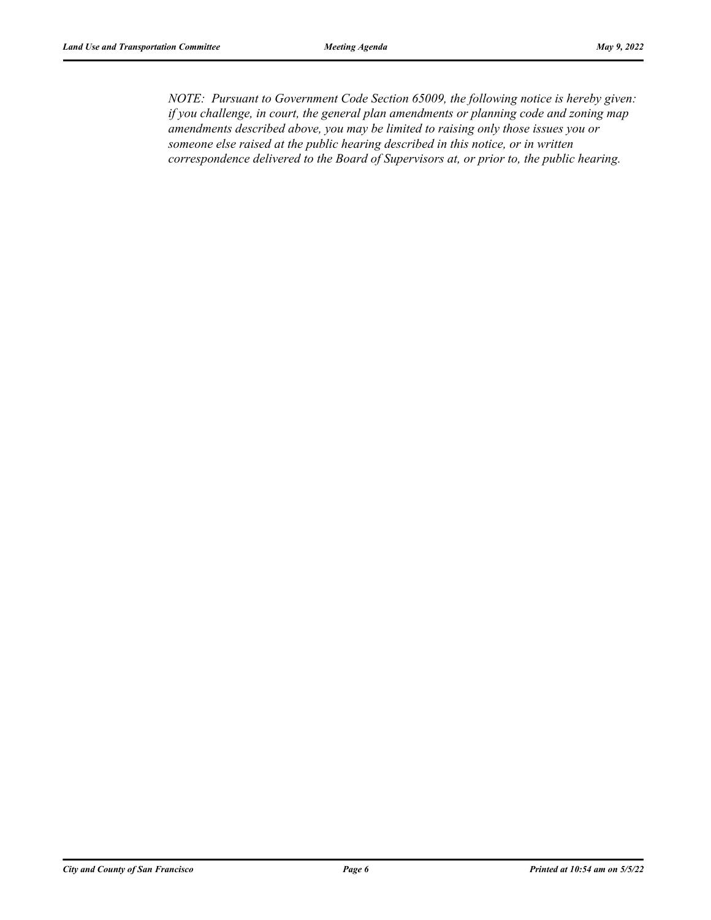*NOTE: Pursuant to Government Code Section 65009, the following notice is hereby given: if you challenge, in court, the general plan amendments or planning code and zoning map amendments described above, you may be limited to raising only those issues you or someone else raised at the public hearing described in this notice, or in written correspondence delivered to the Board of Supervisors at, or prior to, the public hearing.*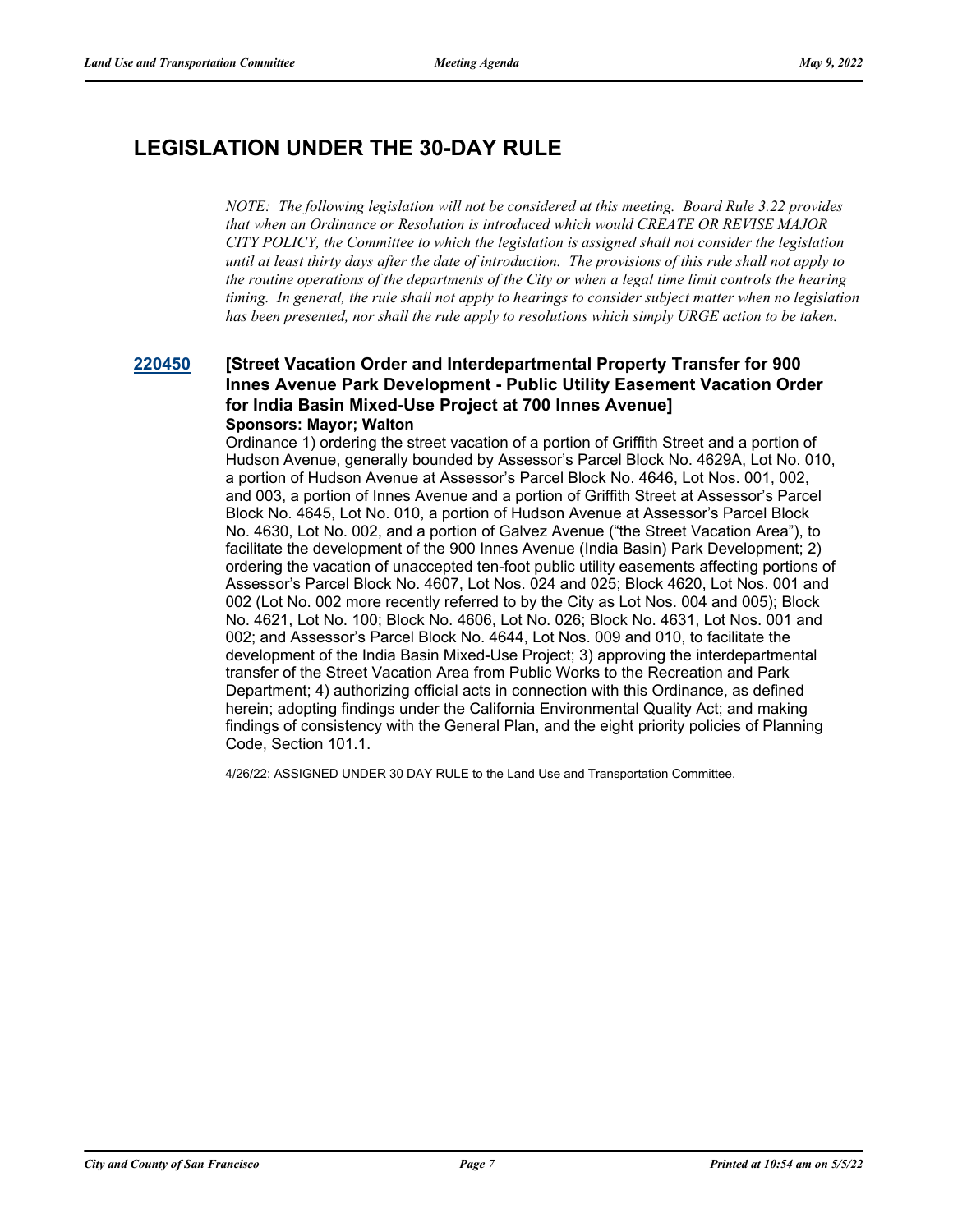# LEGISLATION UNDER THE 30-DAY RULE

*NOTE: The following legislation will not be considered at this meeting. Board Rule 3.22 provides that when an Ordinance or Resolution is introduced which would CREATE OR REVISE MAJOR CITY POLICY, the Committee to which the legislation is assigned shall not consider the legislation until at least thirty days after the date of introduction. The provisions of this rule shall not apply to the routine operations of the departments of the City or when a legal time limit controls the hearing timing. In general, the rule shall not apply to hearings to consider subject matter when no legislation has been presented, nor shall the rule apply to resolutions which simply URGE action to be taken.*

**220450** **[Street Vacation Order and Interdepartmental Property Transfer for 900 Innes Avenue Park Development - Public Utility Easement Vacation Order for India Basin Mixed-Use Project at 700 Innes Avenue]**

**Sponsors: Mayor; Walton**

Ordinance 1) ordering the street vacation of a portion of Griffith Street and a portion of Hudson Avenue, generally bounded by Assessor's Parcel Block No. 4629A, Lot No. 010, a portion of Hudson Avenue at Assessor's Parcel Block No. 4646, Lot Nos. 001, 002, and 003, a portion of Innes Avenue and a portion of Griffith Street at Assessor's Parcel Block No. 4645, Lot No. 010, a portion of Hudson Avenue at Assessor's Parcel Block No. 4630, Lot No. 002, and a portion of Galvez Avenue ("the Street Vacation Area"), to facilitate the development of the 900 Innes Avenue (India Basin) Park Development; 2) ordering the vacation of unaccepted ten-foot public utility easements affecting portions of Assessor's Parcel Block No. 4607, Lot Nos. 024 and 025; Block 4620, Lot Nos. 001 and 002 (Lot No. 002 more recently referred to by the City as Lot Nos. 004 and 005); Block No. 4621, Lot No. 100; Block No. 4606, Lot No. 026; Block No. 4631, Lot Nos. 001 and 002; and Assessor's Parcel Block No. 4644, Lot Nos. 009 and 010, to facilitate the development of the India Basin Mixed-Use Project; 3) approving the interdepartmental transfer of the Street Vacation Area from Public Works to the Recreation and Park Department; 4) authorizing official acts in connection with this Ordinance, as defined herein; adopting findings under the California Environmental Quality Act; and making findings of consistency with the General Plan, and the eight priority policies of Planning Code, Section 101.1.

4/26/22; ASSIGNED UNDER 30 DAY RULE to the Land Use and Transportation Committee.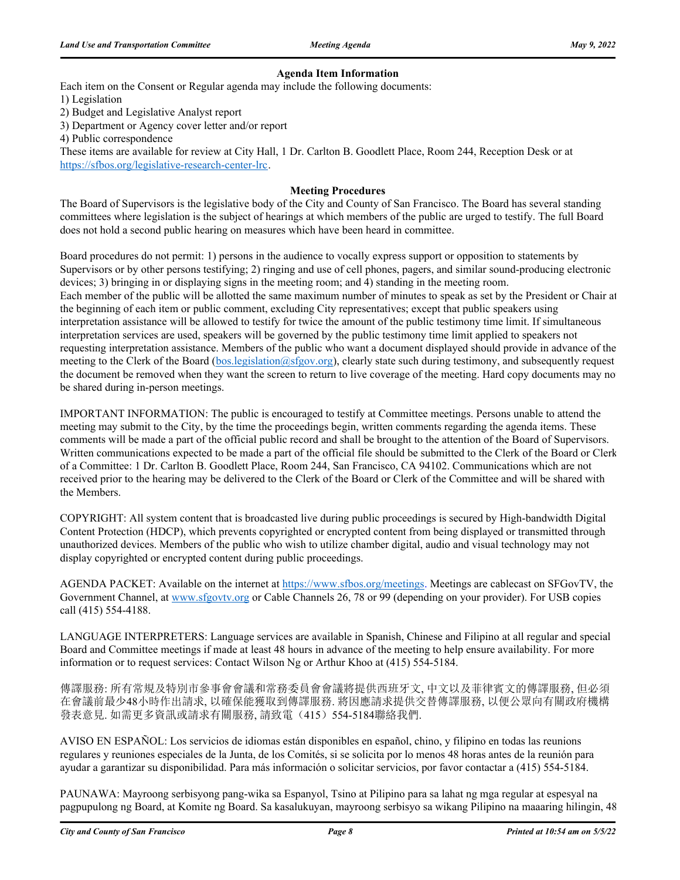### Agenda Item Information

Each item on the Consent or Regular agenda may include the following documents:

1) Legislation
2) Budget and Legislative Analyst report
3) Department or Agency cover letter and/or report
4) Public correspondence

These items are available for review at City Hall, 1 Dr. Carlton B. Goodlett Place, Room 244, Reception Desk or at https://sfbos.org/legislative-research-center-lrc.

### Meeting Procedures

The Board of Supervisors is the legislative body of the City and County of San Francisco. The Board has several standing committees where legislation is the subject of hearings at which members of the public are urged to testify. The full Board does not hold a second public hearing on measures which have been heard in committee.

Board procedures do not permit: 1) persons in the audience to vocally express support or opposition to statements by Supervisors or by other persons testifying; 2) ringing and use of cell phones, pagers, and similar sound-producing electronic devices; 3) bringing in or displaying signs in the meeting room; and 4) standing in the meeting room.
Each member of the public will be allotted the same maximum number of minutes to speak as set by the President or Chair at the beginning of each item or public comment, excluding City representatives; except that public speakers using interpretation assistance will be allowed to testify for twice the amount of the public testimony time limit. If simultaneous interpretation services are used, speakers will be governed by the public testimony time limit applied to speakers not requesting interpretation assistance. Members of the public who want a document displayed should provide in advance of the meeting to the Clerk of the Board (bos.legislation@sfgov.org), clearly state such during testimony, and subsequently request the document be removed when they want the screen to return to live coverage of the meeting. Hard copy documents may no be shared during in-person meetings.

IMPORTANT INFORMATION: The public is encouraged to testify at Committee meetings. Persons unable to attend the meeting may submit to the City, by the time the proceedings begin, written comments regarding the agenda items. These comments will be made a part of the official public record and shall be brought to the attention of the Board of Supervisors. Written communications expected to be made a part of the official file should be submitted to the Clerk of the Board or Clerk of a Committee: 1 Dr. Carlton B. Goodlett Place, Room 244, San Francisco, CA 94102. Communications which are not received prior to the hearing may be delivered to the Clerk of the Board or Clerk of the Committee and will be shared with the Members.

COPYRIGHT: All system content that is broadcasted live during public proceedings is secured by High-bandwidth Digital Content Protection (HDCP), which prevents copyrighted or encrypted content from being displayed or transmitted through unauthorized devices. Members of the public who wish to utilize chamber digital, audio and visual technology may not display copyrighted or encrypted content during public proceedings.

AGENDA PACKET: Available on the internet at https://www.sfbos.org/meetings. Meetings are cablecast on SFGovTV, the Government Channel, at www.sfgovtv.org or Cable Channels 26, 78 or 99 (depending on your provider). For USB copies call (415) 554-4188.

LANGUAGE INTERPRETERS: Language services are available in Spanish, Chinese and Filipino at all regular and special Board and Committee meetings if made at least 48 hours in advance of the meeting to help ensure availability. For more information or to request services: Contact Wilson Ng or Arthur Khoo at (415) 554-5184.

傳譯服務: 所有常規及特別市參事會會議和常務委員會會議將提供西班牙文, 中文以及菲律賓文的傳譯服務, 但必須在會議前最少48小時作出請求, 以確保能獲取到傳譯服務. 將因應請求提供交替傳譯服務, 以便公眾向有關政府機構發表意見. 如需更多資訊或請求有關服務, 請致電（415）554-5184聯絡我們.

AVISO EN ESPAÑOL: Los servicios de idiomas están disponibles en español, chino, y filipino en todas las reunions regulares y reuniones especiales de la Junta, de los Comités, si se solicita por lo menos 48 horas antes de la reunión para ayudar a garantizar su disponibilidad. Para más información o solicitar servicios, por favor contactar a (415) 554-5184.

PAUNAWA: Mayroong serbisyong pang-wika sa Espanyol, Tsino at Pilipino para sa lahat ng mga regular at espesyal na pagpupulong ng Board, at Komite ng Board. Sa kasalukuyan, mayroong serbisyo sa wikang Pilipino na maaaring hilingin, 48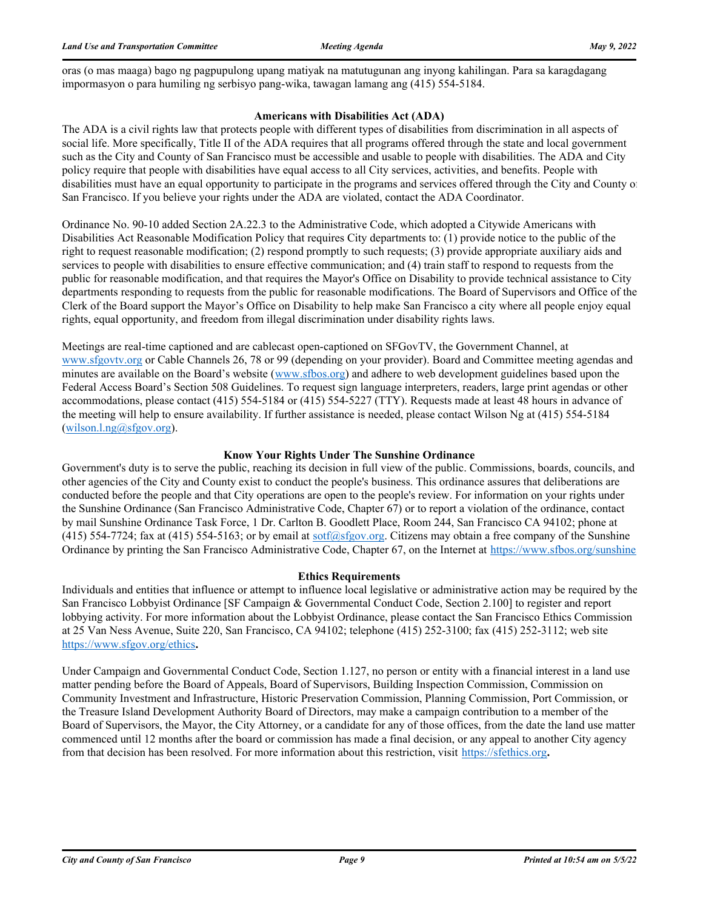oras (o mas maaga) bago ng pagpupulong upang matiyak na matutugunan ang inyong kahilingan. Para sa karagdagang impormasyon o para humiling ng serbisyo pang-wika, tawagan lamang ang (415) 554-5184.

### Americans with Disabilities Act (ADA)

The ADA is a civil rights law that protects people with different types of disabilities from discrimination in all aspects of social life. More specifically, Title II of the ADA requires that all programs offered through the state and local government such as the City and County of San Francisco must be accessible and usable to people with disabilities. The ADA and City policy require that people with disabilities have equal access to all City services, activities, and benefits. People with disabilities must have an equal opportunity to participate in the programs and services offered through the City and County of San Francisco. If you believe your rights under the ADA are violated, contact the ADA Coordinator.

Ordinance No. 90-10 added Section 2A.22.3 to the Administrative Code, which adopted a Citywide Americans with Disabilities Act Reasonable Modification Policy that requires City departments to: (1) provide notice to the public of the right to request reasonable modification; (2) respond promptly to such requests; (3) provide appropriate auxiliary aids and services to people with disabilities to ensure effective communication; and (4) train staff to respond to requests from the public for reasonable modification, and that requires the Mayor's Office on Disability to provide technical assistance to City departments responding to requests from the public for reasonable modifications. The Board of Supervisors and Office of the Clerk of the Board support the Mayor's Office on Disability to help make San Francisco a city where all people enjoy equal rights, equal opportunity, and freedom from illegal discrimination under disability rights laws.

Meetings are real-time captioned and are cablecast open-captioned on SFGovTV, the Government Channel, at www.sfgovtv.org or Cable Channels 26, 78 or 99 (depending on your provider). Board and Committee meeting agendas and minutes are available on the Board's website (www.sfbos.org) and adhere to web development guidelines based upon the Federal Access Board's Section 508 Guidelines. To request sign language interpreters, readers, large print agendas or other accommodations, please contact (415) 554-5184 or (415) 554-5227 (TTY). Requests made at least 48 hours in advance of the meeting will help to ensure availability. If further assistance is needed, please contact Wilson Ng at (415) 554-5184 (wilson.l.ng@sfgov.org).

### Know Your Rights Under The Sunshine Ordinance

Government's duty is to serve the public, reaching its decision in full view of the public. Commissions, boards, councils, and other agencies of the City and County exist to conduct the people's business. This ordinance assures that deliberations are conducted before the people and that City operations are open to the people's review. For information on your rights under the Sunshine Ordinance (San Francisco Administrative Code, Chapter 67) or to report a violation of the ordinance, contact by mail Sunshine Ordinance Task Force, 1 Dr. Carlton B. Goodlett Place, Room 244, San Francisco CA 94102; phone at (415) 554-7724; fax at (415) 554-5163; or by email at sotf@sfgov.org. Citizens may obtain a free company of the Sunshine Ordinance by printing the San Francisco Administrative Code, Chapter 67, on the Internet at https://www.sfbos.org/sunshine

### Ethics Requirements

Individuals and entities that influence or attempt to influence local legislative or administrative action may be required by the San Francisco Lobbyist Ordinance [SF Campaign & Governmental Conduct Code, Section 2.100] to register and report lobbying activity. For more information about the Lobbyist Ordinance, please contact the San Francisco Ethics Commission at 25 Van Ness Avenue, Suite 220, San Francisco, CA 94102; telephone (415) 252-3100; fax (415) 252-3112; web site https://www.sfgov.org/ethics**.**

Under Campaign and Governmental Conduct Code, Section 1.127, no person or entity with a financial interest in a land use matter pending before the Board of Appeals, Board of Supervisors, Building Inspection Commission, Commission on Community Investment and Infrastructure, Historic Preservation Commission, Planning Commission, Port Commission, or the Treasure Island Development Authority Board of Directors, may make a campaign contribution to a member of the Board of Supervisors, the Mayor, the City Attorney, or a candidate for any of those offices, from the date the land use matter commenced until 12 months after the board or commission has made a final decision, or any appeal to another City agency from that decision has been resolved. For more information about this restriction, visit https://sfethics.org**.**